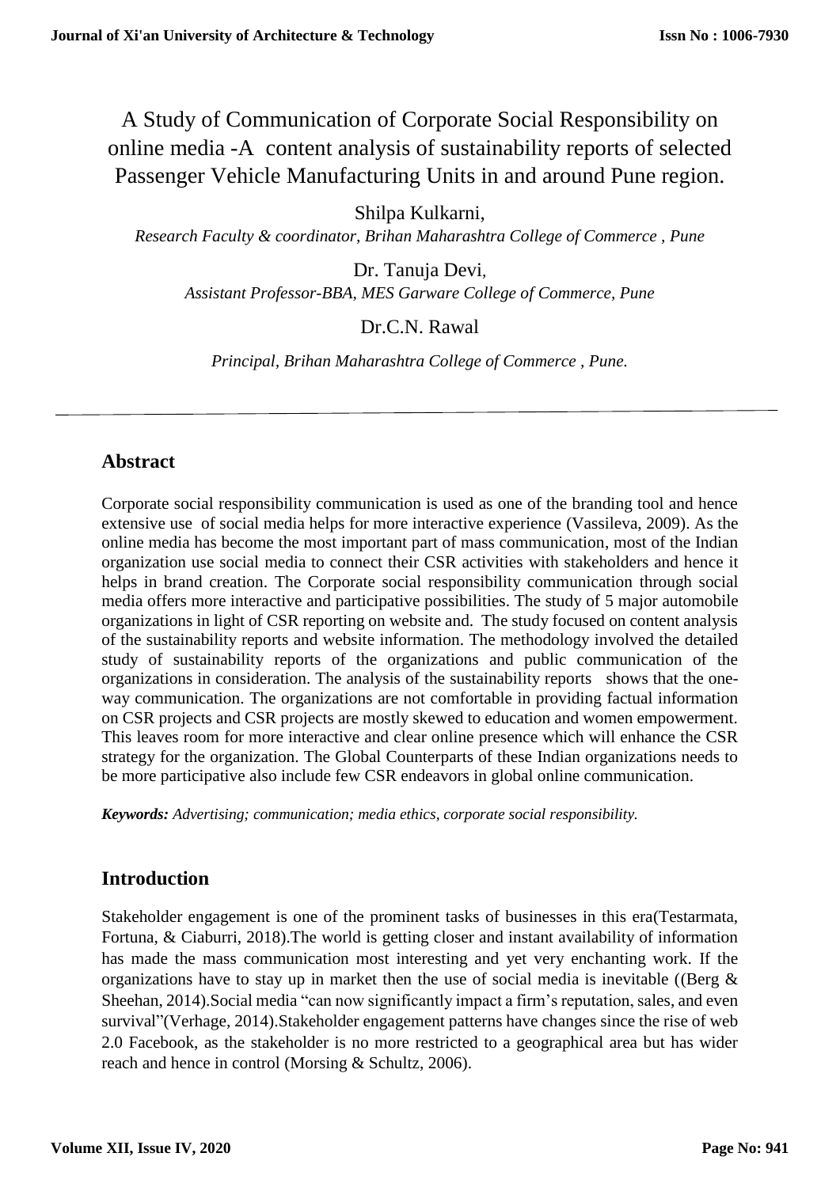# A Study of Communication of Corporate Social Responsibility on online media -A content analysis of sustainability reports of selected Passenger Vehicle Manufacturing Units in and around Pune region.

Shilpa Kulkarni,

*Research Faculty & coordinator, Brihan Maharashtra College of Commerce , Pune*

Dr. Tanuja Devi,

*Assistant Professor-BBA, MES Garware College of Commerce, Pune*

Dr.C.N. Rawal

*Principal, Brihan Maharashtra College of Commerce , Pune.*

---

## Abstract

Corporate social responsibility communication is used as one of the branding tool and hence extensive use of social media helps for more interactive experience (Vassileva, 2009). As the online media has become the most important part of mass communication, most of the Indian organization use social media to connect their CSR activities with stakeholders and hence it helps in brand creation. The Corporate social responsibility communication through social media offers more interactive and participative possibilities. The study of 5 major automobile organizations in light of CSR reporting on website and. The study focused on content analysis of the sustainability reports and website information. The methodology involved the detailed study of sustainability reports of the organizations and public communication of the organizations in consideration. The analysis of the sustainability reports shows that the one-way communication. The organizations are not comfortable in providing factual information on CSR projects and CSR projects are mostly skewed to education and women empowerment. This leaves room for more interactive and clear online presence which will enhance the CSR strategy for the organization. The Global Counterparts of these Indian organizations needs to be more participative also include few CSR endeavors in global online communication.

***Keywords:*** *Advertising; communication; media ethics, corporate social responsibility.*

## Introduction

Stakeholder engagement is one of the prominent tasks of businesses in this era(Testarmata, Fortuna, & Ciaburri, 2018).The world is getting closer and instant availability of information has made the mass communication most interesting and yet very enchanting work. If the organizations have to stay up in market then the use of social media is inevitable ((Berg & Sheehan, 2014).Social media "can now significantly impact a firm's reputation, sales, and even survival"(Verhage, 2014).Stakeholder engagement patterns have changes since the rise of web 2.0 Facebook, as the stakeholder is no more restricted to a geographical area but has wider reach and hence in control (Morsing & Schultz, 2006).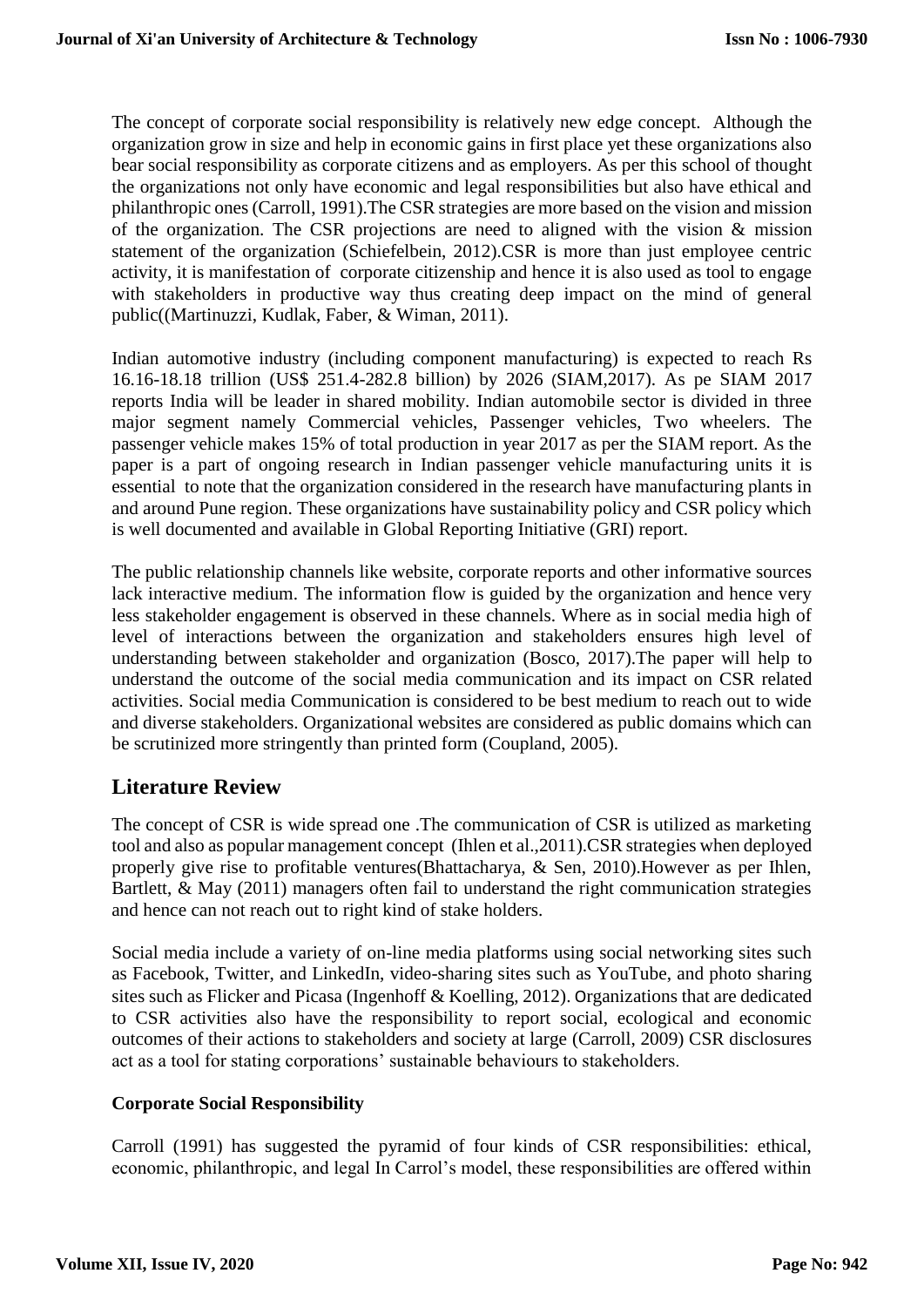The concept of corporate social responsibility is relatively new edge concept. Although the organization grow in size and help in economic gains in first place yet these organizations also bear social responsibility as corporate citizens and as employers. As per this school of thought the organizations not only have economic and legal responsibilities but also have ethical and philanthropic ones (Carroll, 1991).The CSR strategies are more based on the vision and mission of the organization. The CSR projections are need to aligned with the vision & mission statement of the organization (Schiefelbein, 2012).CSR is more than just employee centric activity, it is manifestation of corporate citizenship and hence it is also used as tool to engage with stakeholders in productive way thus creating deep impact on the mind of general public((Martinuzzi, Kudlak, Faber, & Wiman, 2011).

Indian automotive industry (including component manufacturing) is expected to reach Rs 16.16-18.18 trillion (US$ 251.4-282.8 billion) by 2026 (SIAM,2017). As pe SIAM 2017 reports India will be leader in shared mobility. Indian automobile sector is divided in three major segment namely Commercial vehicles, Passenger vehicles, Two wheelers. The passenger vehicle makes 15% of total production in year 2017 as per the SIAM report. As the paper is a part of ongoing research in Indian passenger vehicle manufacturing units it is essential to note that the organization considered in the research have manufacturing plants in and around Pune region. These organizations have sustainability policy and CSR policy which is well documented and available in Global Reporting Initiative (GRI) report.

The public relationship channels like website, corporate reports and other informative sources lack interactive medium. The information flow is guided by the organization and hence very less stakeholder engagement is observed in these channels. Where as in social media high of level of interactions between the organization and stakeholders ensures high level of understanding between stakeholder and organization (Bosco, 2017).The paper will help to understand the outcome of the social media communication and its impact on CSR related activities. Social media Communication is considered to be best medium to reach out to wide and diverse stakeholders. Organizational websites are considered as public domains which can be scrutinized more stringently than printed form (Coupland, 2005).

## Literature Review

The concept of CSR is wide spread one .The communication of CSR is utilized as marketing tool and also as popular management concept (Ihlen et al.,2011).CSR strategies when deployed properly give rise to profitable ventures(Bhattacharya, & Sen, 2010).However as per Ihlen, Bartlett, & May (2011) managers often fail to understand the right communication strategies and hence can not reach out to right kind of stake holders.

Social media include a variety of on-line media platforms using social networking sites such as Facebook, Twitter, and LinkedIn, video-sharing sites such as YouTube, and photo sharing sites such as Flicker and Picasa (Ingenhoff & Koelling, 2012). Organizations that are dedicated to CSR activities also have the responsibility to report social, ecological and economic outcomes of their actions to stakeholders and society at large (Carroll, 2009) CSR disclosures act as a tool for stating corporations' sustainable behaviours to stakeholders.

### Corporate Social Responsibility

Carroll (1991) has suggested the pyramid of four kinds of CSR responsibilities: ethical, economic, philanthropic, and legal In Carrol's model, these responsibilities are offered within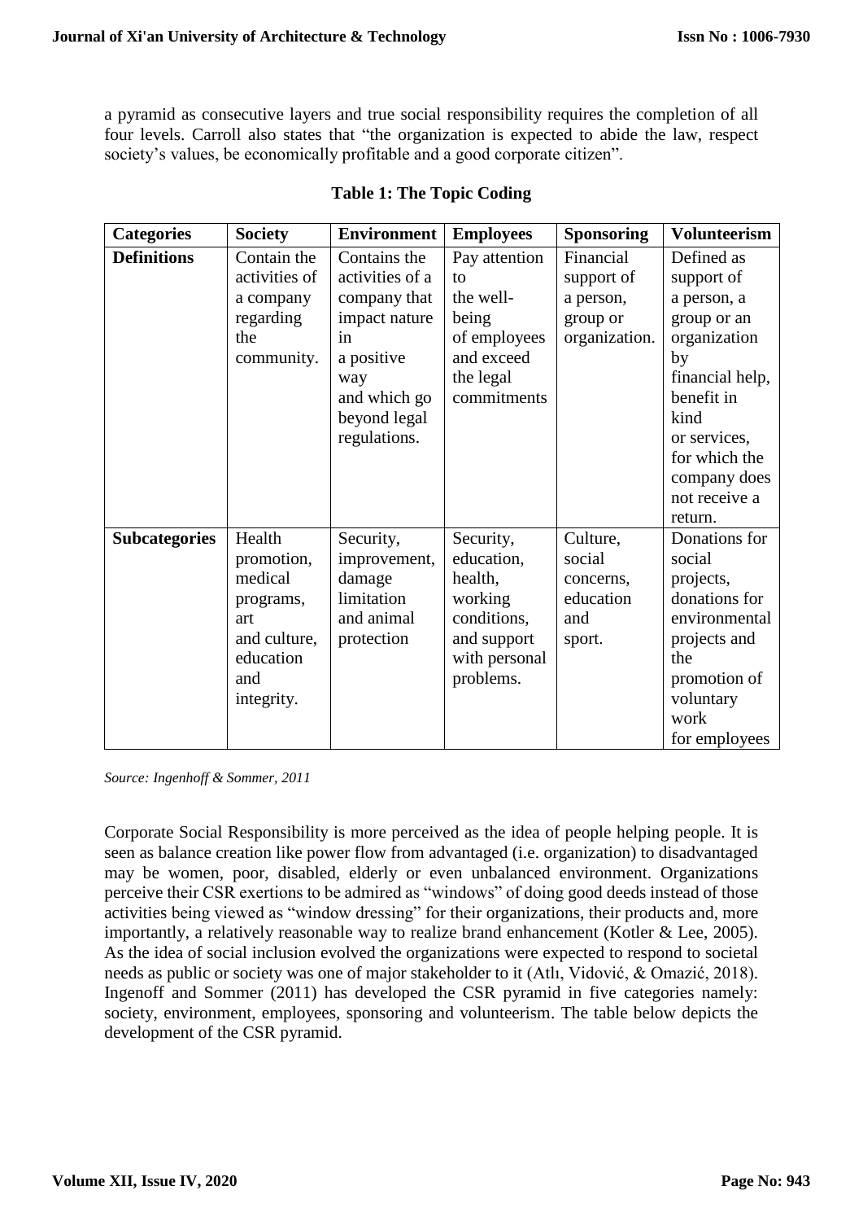a pyramid as consecutive layers and true social responsibility requires the completion of all four levels. Carroll also states that "the organization is expected to abide the law, respect society's values, be economically profitable and a good corporate citizen".

**Table 1: The Topic Coding**

| **Categories** | **Society** | **Environment** | **Employees** | **Sponsoring** | **Volunteerism** |
|---|---|---|---|---|---|
| **Definitions** | Contain the activities of a company regarding the community. | Contains the activities of a company that impact nature in a positive way and which go beyond legal regulations. | Pay attention to the well-being of employees and exceed the legal commitments | Financial support of a person, group or organization. | Defined as support of a person, a group or an organization by financial help, benefit in kind or services, for which the company does not receive a return. |
| **Subcategories** | Health promotion, medical programs, art and culture, education and integrity. | Security, improvement, damage limitation and animal protection | Security, education, health, working conditions, and support with personal problems. | Culture, social concerns, education and sport. | Donations for social projects, donations for environmental projects and the promotion of voluntary work for employees |

*Source: Ingenhoff & Sommer, 2011*

Corporate Social Responsibility is more perceived as the idea of people helping people. It is seen as balance creation like power flow from advantaged (i.e. organization) to disadvantaged may be women, poor, disabled, elderly or even unbalanced environment. Organizations perceive their CSR exertions to be admired as "windows" of doing good deeds instead of those activities being viewed as "window dressing" for their organizations, their products and, more importantly, a relatively reasonable way to realize brand enhancement (Kotler & Lee, 2005). As the idea of social inclusion evolved the organizations were expected to respond to societal needs as public or society was one of major stakeholder to it (Atlı, Vidović, & Omazić, 2018). Ingenoff and Sommer (2011) has developed the CSR pyramid in five categories namely: society, environment, employees, sponsoring and volunteerism. The table below depicts the development of the CSR pyramid.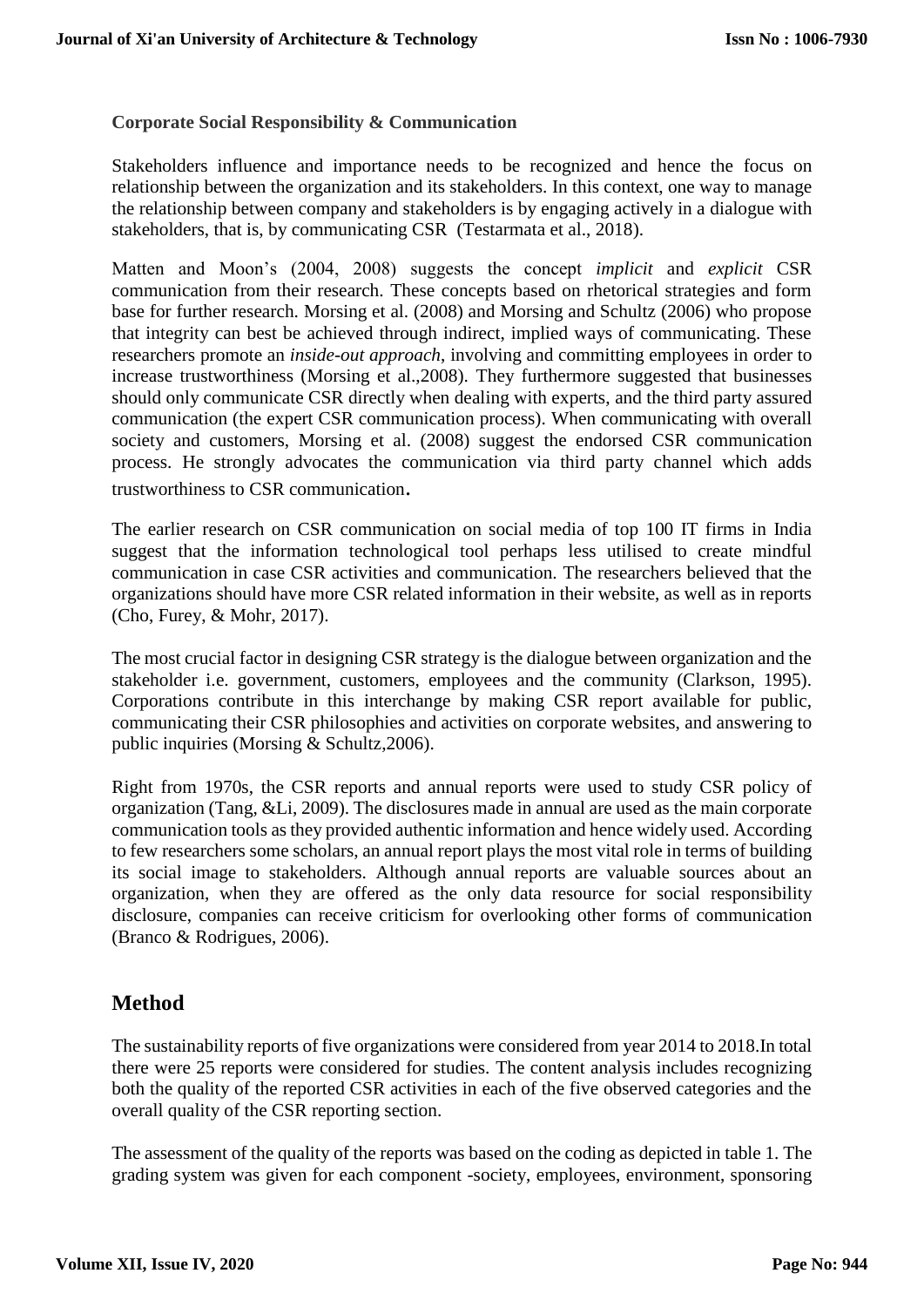**Corporate Social Responsibility & Communication**

Stakeholders influence and importance needs to be recognized and hence the focus on relationship between the organization and its stakeholders. In this context, one way to manage the relationship between company and stakeholders is by engaging actively in a dialogue with stakeholders, that is, by communicating CSR (Testarmata et al., 2018).

Matten and Moon's (2004, 2008) suggests the concept *implicit* and *explicit* CSR communication from their research. These concepts based on rhetorical strategies and form base for further research. Morsing et al. (2008) and Morsing and Schultz (2006) who propose that integrity can best be achieved through indirect, implied ways of communicating. These researchers promote an *inside-out approach*, involving and committing employees in order to increase trustworthiness (Morsing et al.,2008). They furthermore suggested that businesses should only communicate CSR directly when dealing with experts, and the third party assured communication (the expert CSR communication process). When communicating with overall society and customers, Morsing et al. (2008) suggest the endorsed CSR communication process. He strongly advocates the communication via third party channel which adds trustworthiness to CSR communication.

The earlier research on CSR communication on social media of top 100 IT firms in India suggest that the information technological tool perhaps less utilised to create mindful communication in case CSR activities and communication. The researchers believed that the organizations should have more CSR related information in their website, as well as in reports (Cho, Furey, & Mohr, 2017).

The most crucial factor in designing CSR strategy is the dialogue between organization and the stakeholder i.e. government, customers, employees and the community (Clarkson, 1995). Corporations contribute in this interchange by making CSR report available for public, communicating their CSR philosophies and activities on corporate websites, and answering to public inquiries (Morsing & Schultz,2006).

Right from 1970s, the CSR reports and annual reports were used to study CSR policy of organization (Tang, &Li, 2009). The disclosures made in annual are used as the main corporate communication tools as they provided authentic information and hence widely used. According to few researchers some scholars, an annual report plays the most vital role in terms of building its social image to stakeholders. Although annual reports are valuable sources about an organization, when they are offered as the only data resource for social responsibility disclosure, companies can receive criticism for overlooking other forms of communication (Branco & Rodrigues, 2006).

## Method

The sustainability reports of five organizations were considered from year 2014 to 2018.In total there were 25 reports were considered for studies. The content analysis includes recognizing both the quality of the reported CSR activities in each of the five observed categories and the overall quality of the CSR reporting section.

The assessment of the quality of the reports was based on the coding as depicted in table 1. The grading system was given for each component -society, employees, environment, sponsoring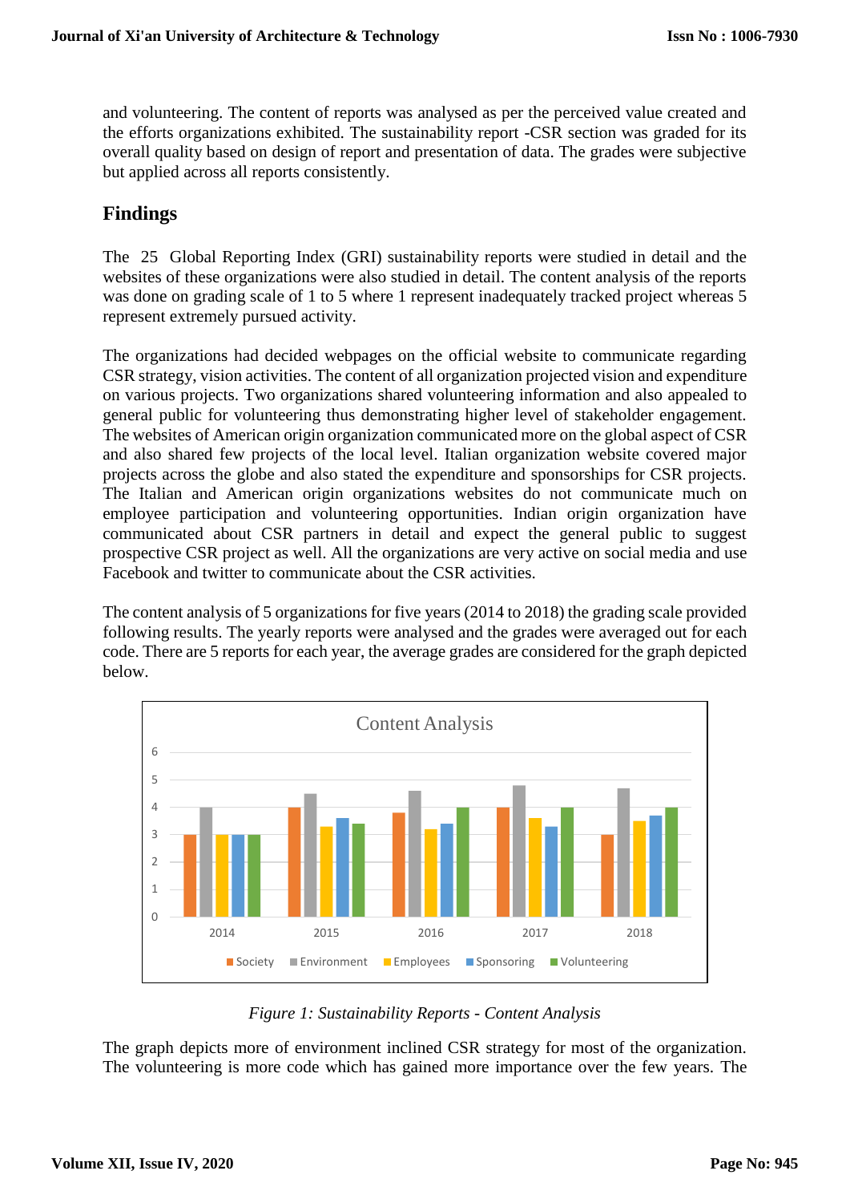and volunteering. The content of reports was analysed as per the perceived value created and the efforts organizations exhibited. The sustainability report -CSR section was graded for its overall quality based on design of report and presentation of data. The grades were subjective but applied across all reports consistently.

## Findings

The 25 Global Reporting Index (GRI) sustainability reports were studied in detail and the websites of these organizations were also studied in detail. The content analysis of the reports was done on grading scale of 1 to 5 where 1 represent inadequately tracked project whereas 5 represent extremely pursued activity.

The organizations had decided webpages on the official website to communicate regarding CSR strategy, vision activities. The content of all organization projected vision and expenditure on various projects. Two organizations shared volunteering information and also appealed to general public for volunteering thus demonstrating higher level of stakeholder engagement. The websites of American origin organization communicated more on the global aspect of CSR and also shared few projects of the local level. Italian organization website covered major projects across the globe and also stated the expenditure and sponsorships for CSR projects. The Italian and American origin organizations websites do not communicate much on employee participation and volunteering opportunities. Indian origin organization have communicated about CSR partners in detail and expect the general public to suggest prospective CSR project as well. All the organizations are very active on social media and use Facebook and twitter to communicate about the CSR activities.

The content analysis of 5 organizations for five years (2014 to 2018) the grading scale provided following results. The yearly reports were analysed and the grades were averaged out for each code. There are 5 reports for each year, the average grades are considered for the graph depicted below.

*Figure 1: Sustainability Reports - Content Analysis*

The graph depicts more of environment inclined CSR strategy for most of the organization. The volunteering is more code which has gained more importance over the few years. The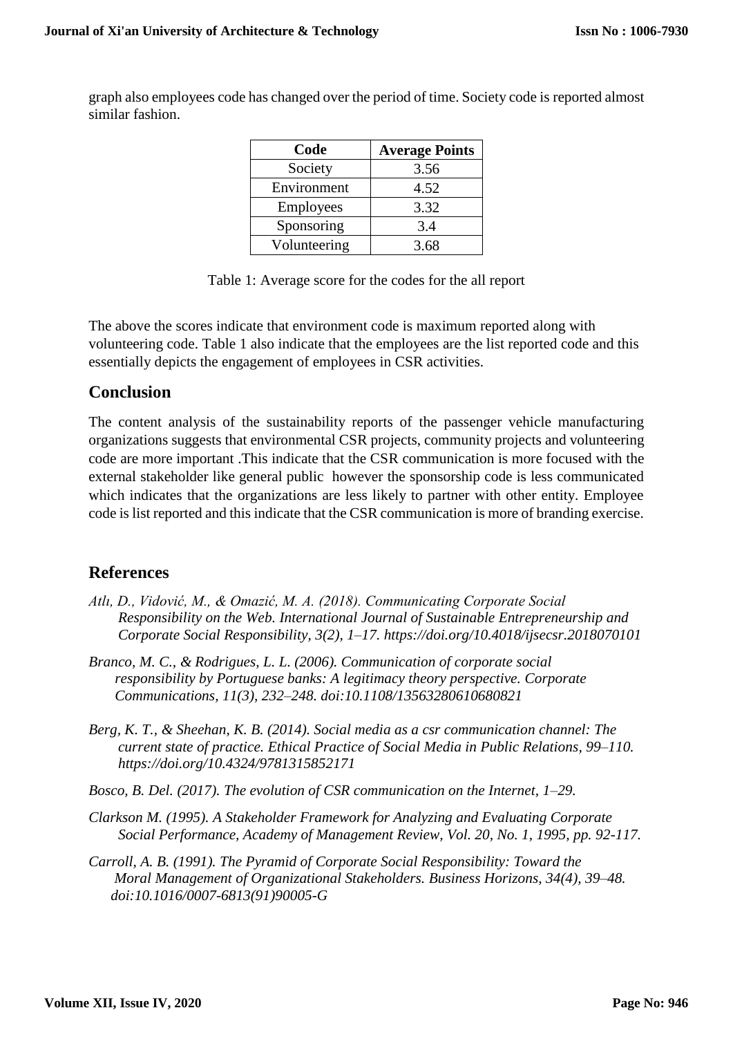graph also employees code has changed over the period of time. Society code is reported almost similar fashion.

| Code | Average Points |
|---|---|
| Society | 3.56 |
| Environment | 4.52 |
| Employees | 3.32 |
| Sponsoring | 3.4 |
| Volunteering | 3.68 |

Table 1: Average score for the codes for the all report

The above the scores indicate that environment code is maximum reported along with volunteering code. Table 1 also indicate that the employees are the list reported code and this essentially depicts the engagement of employees in CSR activities.

## Conclusion

The content analysis of the sustainability reports of the passenger vehicle manufacturing organizations suggests that environmental CSR projects, community projects and volunteering code are more important .This indicate that the CSR communication is more focused with the external stakeholder like general public however the sponsorship code is less communicated which indicates that the organizations are less likely to partner with other entity. Employee code is list reported and this indicate that the CSR communication is more of branding exercise.

## References

*Atlı, D., Vidović, M., & Omazić, M. A. (2018). Communicating Corporate Social Responsibility on the Web. International Journal of Sustainable Entrepreneurship and Corporate Social Responsibility, 3(2), 1–17. https://doi.org/10.4018/ijsecsr.2018070101*

*Branco, M. C., & Rodrigues, L. L. (2006). Communication of corporate social responsibility by Portuguese banks: A legitimacy theory perspective. Corporate Communications, 11(3), 232–248. doi:10.1108/13563280610680821*

*Berg, K. T., & Sheehan, K. B. (2014). Social media as a csr communication channel: The current state of practice. Ethical Practice of Social Media in Public Relations, 99–110. https://doi.org/10.4324/9781315852171*

*Bosco, B. Del. (2017). The evolution of CSR communication on the Internet, 1–29.*

*Clarkson M. (1995). A Stakeholder Framework for Analyzing and Evaluating Corporate Social Performance, Academy of Management Review, Vol. 20, No. 1, 1995, pp. 92-117.*

*Carroll, A. B. (1991). The Pyramid of Corporate Social Responsibility: Toward the Moral Management of Organizational Stakeholders. Business Horizons, 34(4), 39–48. doi:10.1016/0007-6813(91)90005-G*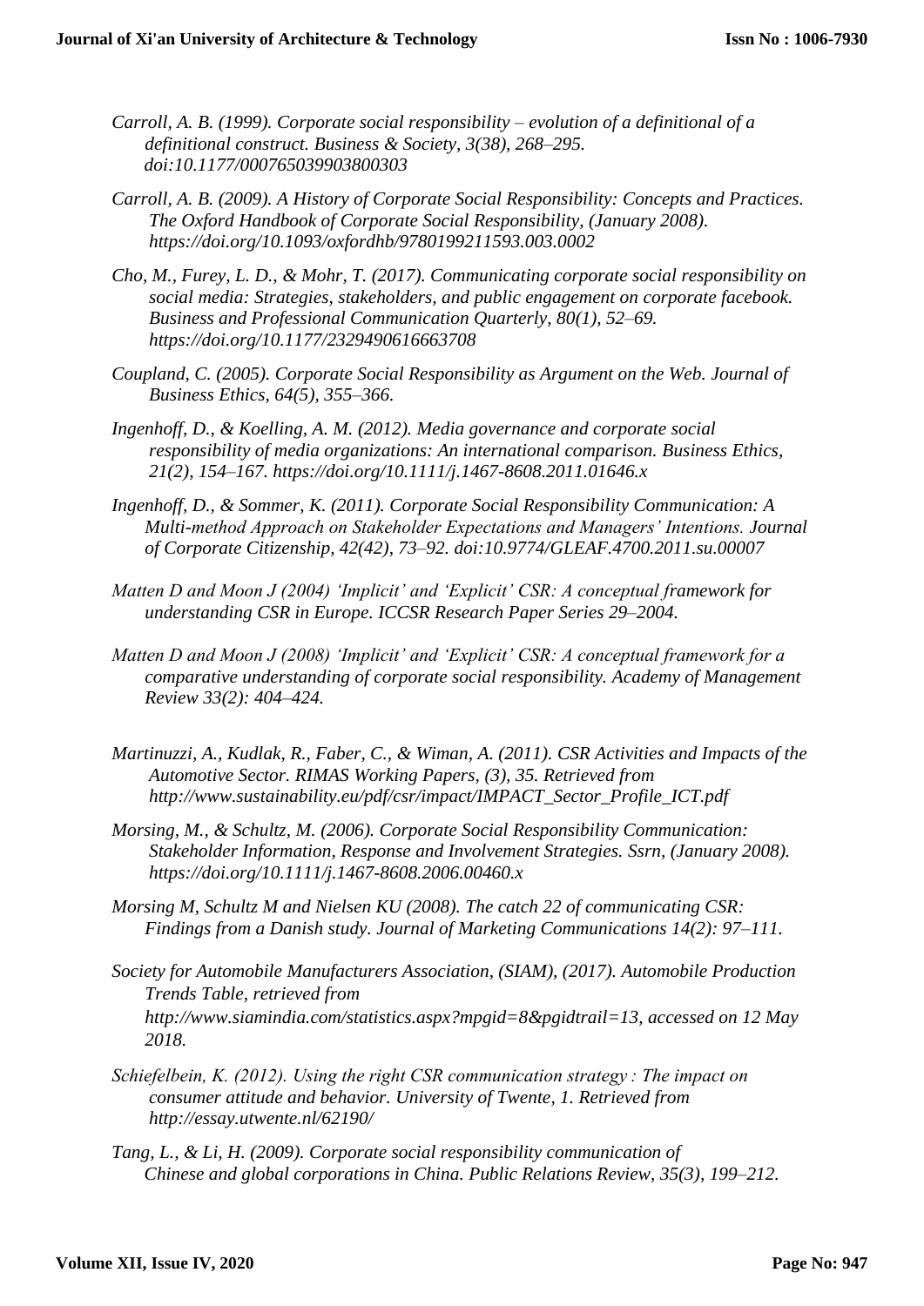*Carroll, A. B. (1999). Corporate social responsibility – evolution of a definitional of a definitional construct. Business & Society, 3(38), 268–295. doi:10.1177/000765039903800303*

*Carroll, A. B. (2009). A History of Corporate Social Responsibility: Concepts and Practices. The Oxford Handbook of Corporate Social Responsibility, (January 2008). https://doi.org/10.1093/oxfordhb/9780199211593.003.0002*

*Cho, M., Furey, L. D., & Mohr, T. (2017). Communicating corporate social responsibility on social media: Strategies, stakeholders, and public engagement on corporate facebook. Business and Professional Communication Quarterly, 80(1), 52–69. https://doi.org/10.1177/2329490616663708*

*Coupland, C. (2005). Corporate Social Responsibility as Argument on the Web. Journal of Business Ethics, 64(5), 355–366.*

*Ingenhoff, D., & Koelling, A. M. (2012). Media governance and corporate social responsibility of media organizations: An international comparison. Business Ethics, 21(2), 154–167. https://doi.org/10.1111/j.1467-8608.2011.01646.x*

*Ingenhoff, D., & Sommer, K. (2011). Corporate Social Responsibility Communication: A Multi-method Approach on Stakeholder Expectations and Managers' Intentions. Journal of Corporate Citizenship, 42(42), 73–92. doi:10.9774/GLEAF.4700.2011.su.00007*

*Matten D and Moon J (2004) 'Implicit' and 'Explicit' CSR: A conceptual framework for understanding CSR in Europe. ICCSR Research Paper Series 29–2004.*

*Matten D and Moon J (2008) 'Implicit' and 'Explicit' CSR: A conceptual framework for a comparative understanding of corporate social responsibility. Academy of Management Review 33(2): 404–424.*

*Martinuzzi, A., Kudlak, R., Faber, C., & Wiman, A. (2011). CSR Activities and Impacts of the Automotive Sector. RIMAS Working Papers, (3), 35. Retrieved from http://www.sustainability.eu/pdf/csr/impact/IMPACT_Sector_Profile_ICT.pdf*

*Morsing, M., & Schultz, M. (2006). Corporate Social Responsibility Communication: Stakeholder Information, Response and Involvement Strategies. Ssrn, (January 2008). https://doi.org/10.1111/j.1467-8608.2006.00460.x*

*Morsing M, Schultz M and Nielsen KU (2008). The catch 22 of communicating CSR: Findings from a Danish study. Journal of Marketing Communications 14(2): 97–111.*

*Society for Automobile Manufacturers Association, (SIAM), (2017). Automobile Production Trends Table, retrieved from http://www.siamindia.com/statistics.aspx?mpgid=8&pgidtrail=13, accessed on 12 May 2018.*

*Schiefelbein, K. (2012). Using the right CSR communication strategy : The impact on consumer attitude and behavior. University of Twente, 1. Retrieved from http://essay.utwente.nl/62190/*

*Tang, L., & Li, H. (2009). Corporate social responsibility communication of Chinese and global corporations in China. Public Relations Review, 35(3), 199–212.*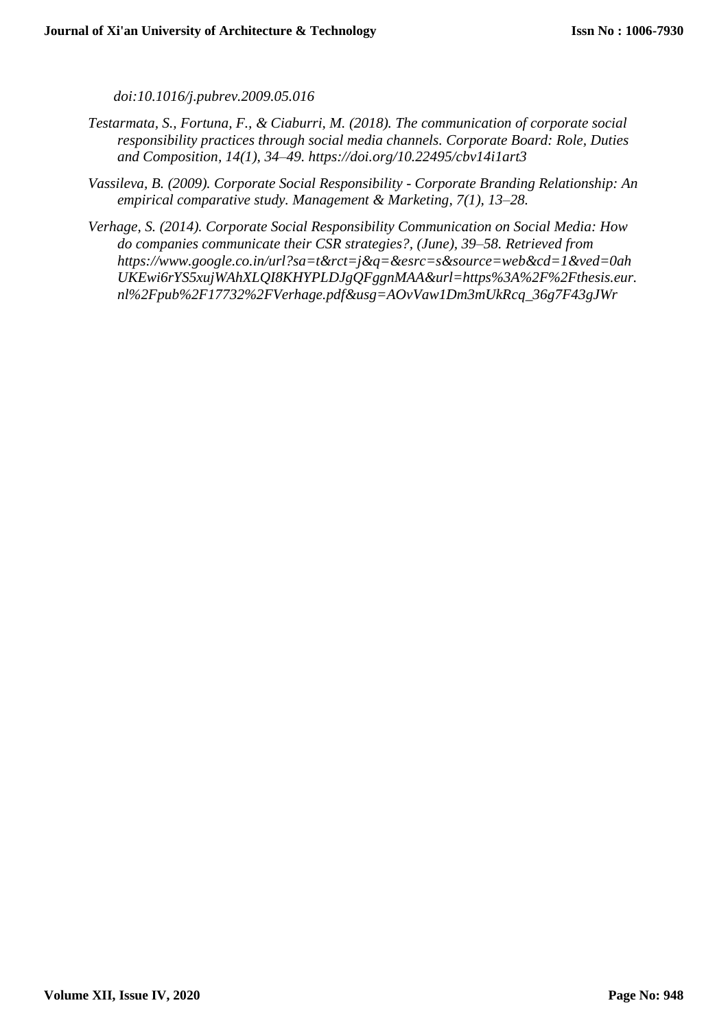*doi:10.1016/j.pubrev.2009.05.016*

*Testarmata, S., Fortuna, F., & Ciaburri, M. (2018). The communication of corporate social responsibility practices through social media channels. Corporate Board: Role, Duties and Composition, 14(1), 34–49. https://doi.org/10.22495/cbv14i1art3*

*Vassileva, B. (2009). Corporate Social Responsibility - Corporate Branding Relationship: An empirical comparative study. Management & Marketing, 7(1), 13–28.*

*Verhage, S. (2014). Corporate Social Responsibility Communication on Social Media: How do companies communicate their CSR strategies?, (June), 39–58. Retrieved from https://www.google.co.in/url?sa=t&rct=j&q=&esrc=s&source=web&cd=1&ved=0ahUKEwi6rYS5xujWAhXLQI8KHYPLDJgQFggnMAA&url=https%3A%2F%2Fthesis.eur.nl%2Fpub%2F17732%2FVerhage.pdf&usg=AOvVaw1Dm3mUkRcq_36g7F43gJWr*